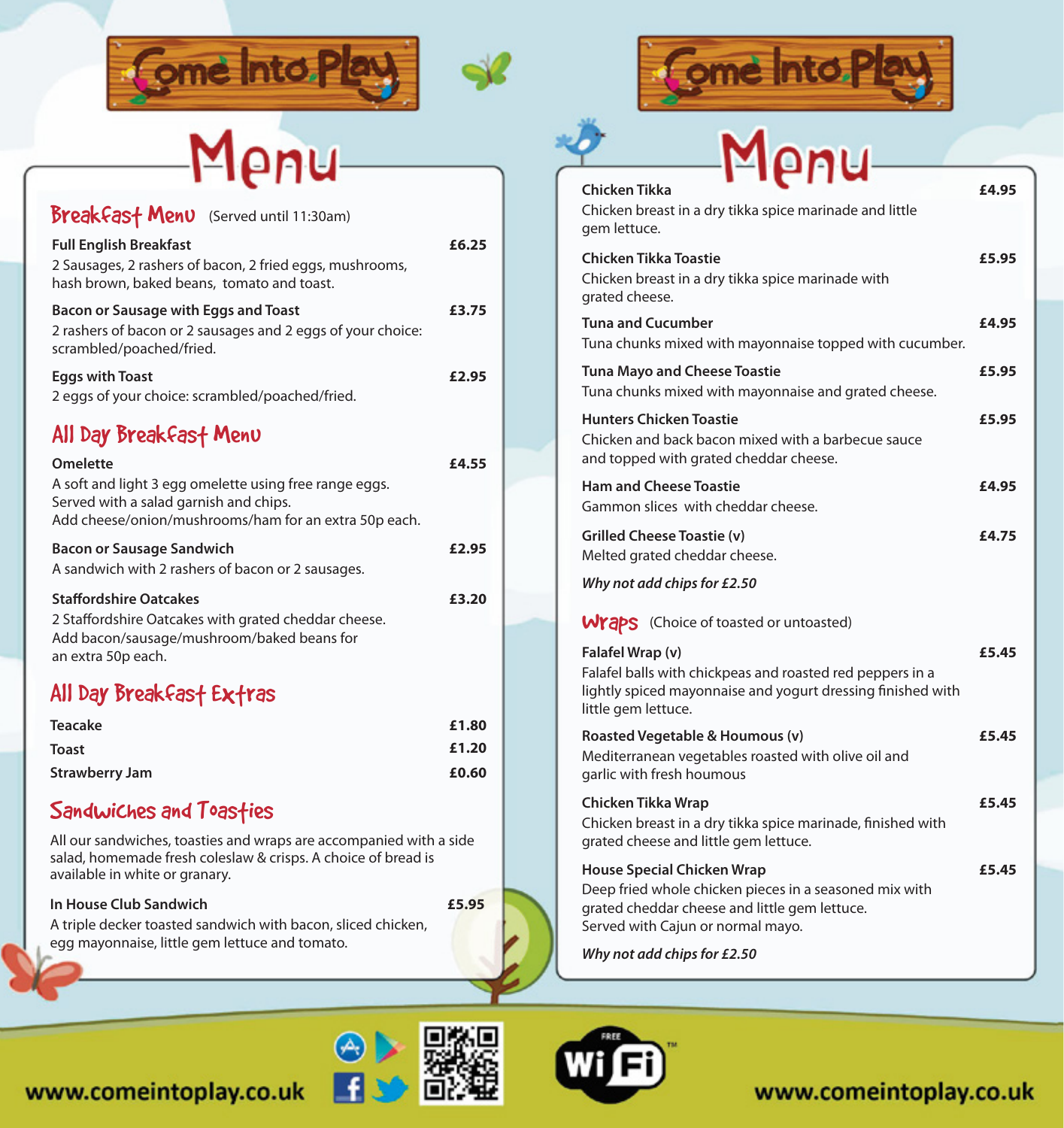# Come Into Play

# Menu

## Breakfast Menu (Served until 11:30am)

**Full English Breakfast** — **£6.25**
2 Sausages, 2 rashers of bacon, 2 fried eggs, mushrooms, hash brown, baked beans, tomato and toast.

**Bacon or Sausage with Eggs and Toast** — **£3.75**
2 rashers of bacon or 2 sausages and 2 eggs of your choice: scrambled/poached/fried.

**Eggs with Toast** — **£2.95**
2 eggs of your choice: scrambled/poached/fried.

## All Day Breakfast Menu

**Omelette** — **£4.55**
A soft and light 3 egg omelette using free range eggs. Served with a salad garnish and chips.
Add cheese/onion/mushrooms/ham for an extra 50p each.

**Bacon or Sausage Sandwich** — **£2.95**
A sandwich with 2 rashers of bacon or 2 sausages.

**Staffordshire Oatcakes** — **£3.20**
2 Staffordshire Oatcakes with grated cheddar cheese.
Add bacon/sausage/mushroom/baked beans for an extra 50p each.

## All Day Breakfast Extras

| Item | Price |
|---|---|
| Teacake | £1.80 |
| Toast | £1.20 |
| Strawberry Jam | £0.60 |

## Sandwiches and Toasties

All our sandwiches, toasties and wraps are accompanied with a side salad, homemade fresh coleslaw & crisps. A choice of bread is available in white or granary.

**In House Club Sandwich** — **£5.95**
A triple decker toasted sandwich with bacon, sliced chicken, egg mayonnaise, little gem lettuce and tomato.

# Come Into Play

# Menu

**Chicken Tikka** — **£4.95**
Chicken breast in a dry tikka spice marinade and little gem lettuce.

**Chicken Tikka Toastie** — **£5.95**
Chicken breast in a dry tikka spice marinade with grated cheese.

**Tuna and Cucumber** — **£4.95**
Tuna chunks mixed with mayonnaise topped with cucumber.

**Tuna Mayo and Cheese Toastie** — **£5.95**
Tuna chunks mixed with mayonnaise and grated cheese.

**Hunters Chicken Toastie** — **£5.95**
Chicken and back bacon mixed with a barbecue sauce and topped with grated cheddar cheese.

**Ham and Cheese Toastie** — **£4.95**
Gammon slices with cheddar cheese.

**Grilled Cheese Toastie (v)** — **£4.75**
Melted grated cheddar cheese.

***Why not add chips for £2.50***

## Wraps (Choice of toasted or untoasted)

**Falafel Wrap (v)** — **£5.45**
Falafel balls with chickpeas and roasted red peppers in a lightly spiced mayonnaise and yogurt dressing finished with little gem lettuce.

**Roasted Vegetable & Houmous (v)** — **£5.45**
Mediterranean vegetables roasted with olive oil and garlic with fresh houmous

**Chicken Tikka Wrap** — **£5.45**
Chicken breast in a dry tikka spice marinade, finished with grated cheese and little gem lettuce.

**House Special Chicken Wrap** — **£5.45**
Deep fried whole chicken pieces in a seasoned mix with grated cheddar cheese and little gem lettuce.
Served with Cajun or normal mayo.

***Why not add chips for £2.50***

FREE WiFi

www.comeintoplay.co.uk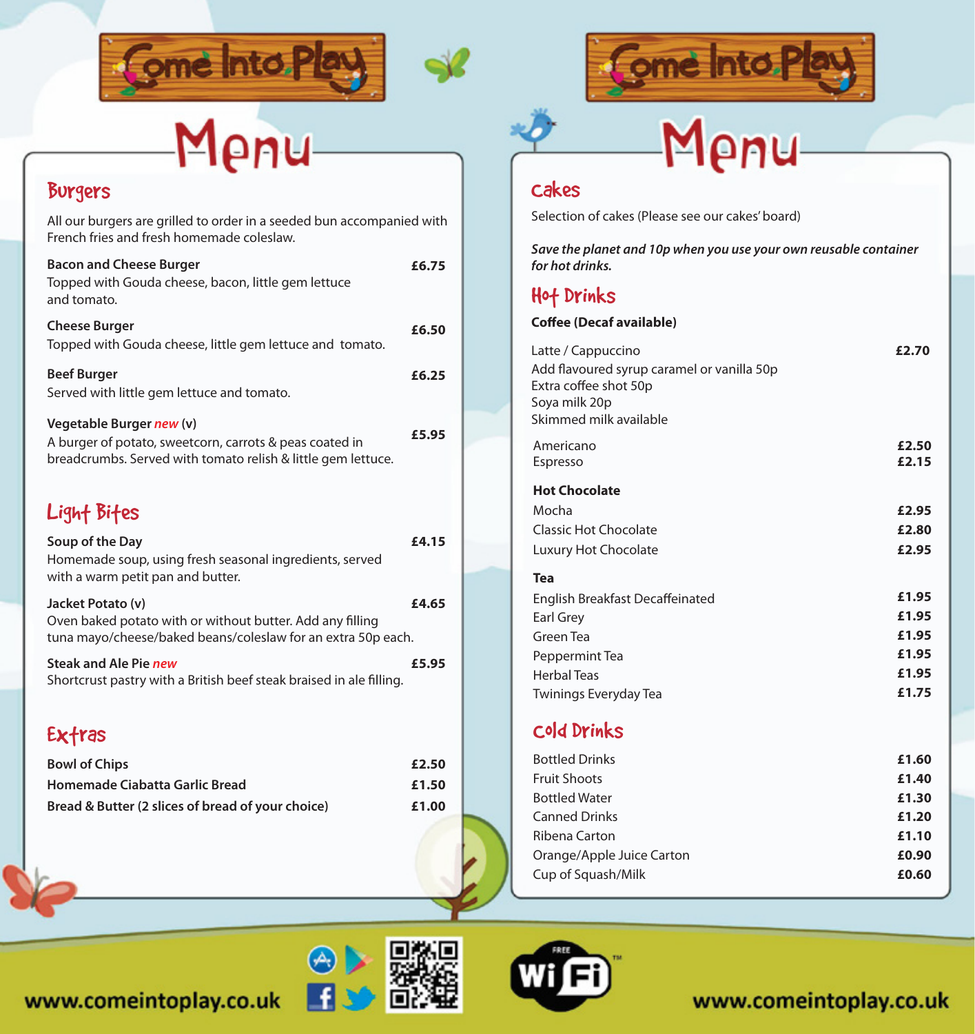# Come Into Play

## Menu

### Burgers

All our burgers are grilled to order in a seeded bun accompanied with French fries and fresh homemade coleslaw.

**Bacon and Cheese Burger** **£6.75**
Topped with Gouda cheese, bacon, little gem lettuce and tomato.

**Cheese Burger** **£6.50**
Topped with Gouda cheese, little gem lettuce and tomato.

**Beef Burger** **£6.25**
Served with little gem lettuce and tomato.

**Vegetable Burger** *new* **(v)** **£5.95**
A burger of potato, sweetcorn, carrots & peas coated in breadcrumbs. Served with tomato relish & little gem lettuce.

### Light Bites

**Soup of the Day** **£4.15**
Homemade soup, using fresh seasonal ingredients, served with a warm petit pan and butter.

**Jacket Potato (v)** **£4.65**
Oven baked potato with or without butter. Add any filling tuna mayo/cheese/baked beans/coleslaw for an extra 50p each.

**Steak and Ale Pie** *new* **£5.95**
Shortcrust pastry with a British beef steak braised in ale filling.

### Extras

| Item | Price |
|---|---|
| **Bowl of Chips** | **£2.50** |
| **Homemade Ciabatta Garlic Bread** | **£1.50** |
| **Bread & Butter (2 slices of bread of your choice)** | **£1.00** |

# Come Into Play

## Menu

### Cakes

Selection of cakes (Please see our cakes' board)

***Save the planet and 10p when you use your own reusable container for hot drinks.***

### Hot Drinks

**Coffee (Decaf available)**

Latte / Cappuccino **£2.70**
Add flavoured syrup caramel or vanilla 50p
Extra coffee shot 50p
Soya milk 20p
Skimmed milk available

| Item | Price |
|---|---|
| Americano | **£2.50** |
| Espresso | **£2.15** |

**Hot Chocolate**

| Item | Price |
|---|---|
| Mocha | **£2.95** |
| Classic Hot Chocolate | **£2.80** |
| Luxury Hot Chocolate | **£2.95** |

**Tea**

| Item | Price |
|---|---|
| English Breakfast Decaffeinated | **£1.95** |
| Earl Grey | **£1.95** |
| Green Tea | **£1.95** |
| Peppermint Tea | **£1.95** |
| Herbal Teas | **£1.95** |
| Twinings Everyday Tea | **£1.75** |

### Cold Drinks

| Item | Price |
|---|---|
| Bottled Drinks | **£1.60** |
| Fruit Shoots | **£1.40** |
| Bottled Water | **£1.30** |
| Canned Drinks | **£1.20** |
| Ribena Carton | **£1.10** |
| Orange/Apple Juice Carton | **£0.90** |
| Cup of Squash/Milk | **£0.60** |

www.comeintoplay.co.uk

FREE WiFi

www.comeintoplay.co.uk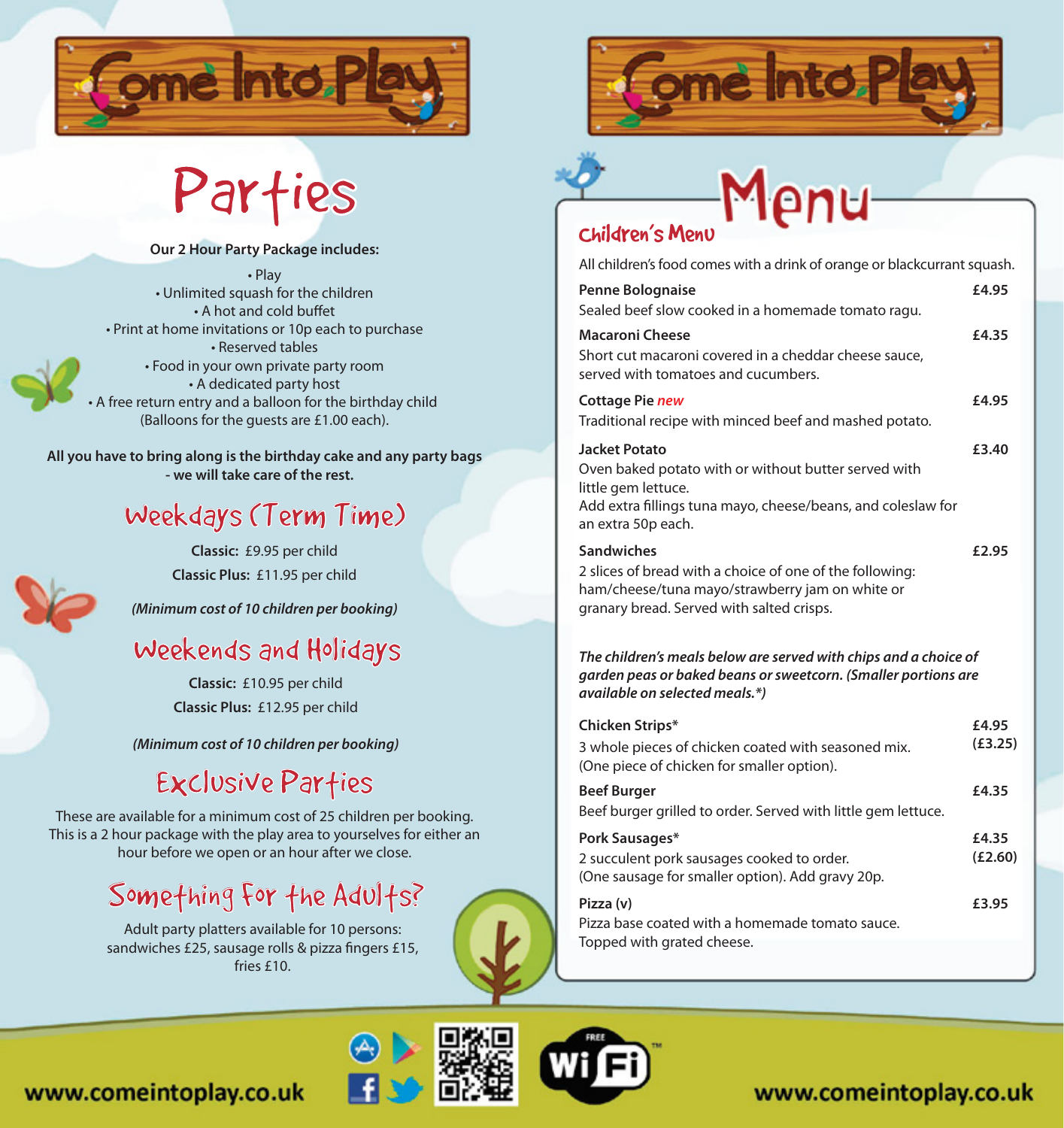# Come Into Play

# Parties

**Our 2 Hour Party Package includes:**

- Play
- Unlimited squash for the children
- A hot and cold buffet
- Print at home invitations or 10p each to purchase
- Reserved tables
- Food in your own private party room
- A dedicated party host
- A free return entry and a balloon for the birthday child (Balloons for the guests are £1.00 each).

**All you have to bring along is the birthday cake and any party bags - we will take care of the rest.**

## Weekdays (Term Time)

**Classic:** £9.95 per child

**Classic Plus:** £11.95 per child

***(Minimum cost of 10 children per booking)***

## Weekends and Holidays

**Classic:** £10.95 per child

**Classic Plus:** £12.95 per child

***(Minimum cost of 10 children per booking)***

## Exclusive Parties

These are available for a minimum cost of 25 children per booking. This is a 2 hour package with the play area to yourselves for either an hour before we open or an hour after we close.

## Something For the Adults?

Adult party platters available for 10 persons: sandwiches £25, sausage rolls & pizza fingers £15, fries £10.

www.comeintoplay.co.uk

# Come Into Play

# Menu

## Children's Menu

All children's food comes with a drink of orange or blackcurrant squash.

**Penne Bolognaise** — **£4.95**
Sealed beef slow cooked in a homemade tomato ragu.

**Macaroni Cheese** — **£4.35**
Short cut macaroni covered in a cheddar cheese sauce, served with tomatoes and cucumbers.

**Cottage Pie** *new* — **£4.95**
Traditional recipe with minced beef and mashed potato.

**Jacket Potato** — **£3.40**
Oven baked potato with or without butter served with little gem lettuce.
Add extra fillings tuna mayo, cheese/beans, and coleslaw for an extra 50p each.

**Sandwiches** — **£2.95**
2 slices of bread with a choice of one of the following: ham/cheese/tuna mayo/strawberry jam on white or granary bread. Served with salted crisps.

***The children's meals below are served with chips and a choice of garden peas or baked beans or sweetcorn. (Smaller portions are available on selected meals.*)***

**Chicken Strips*** — **£4.95 (£3.25)**
3 whole pieces of chicken coated with seasoned mix.
(One piece of chicken for smaller option).

**Beef Burger** — **£4.35**
Beef burger grilled to order. Served with little gem lettuce.

**Pork Sausages*** — **£4.35 (£2.60)**
2 succulent pork sausages cooked to order.
(One sausage for smaller option). Add gravy 20p.

**Pizza (v)** — **£3.95**
Pizza base coated with a homemade tomato sauce.
Topped with grated cheese.

FREE WiFi

www.comeintoplay.co.uk